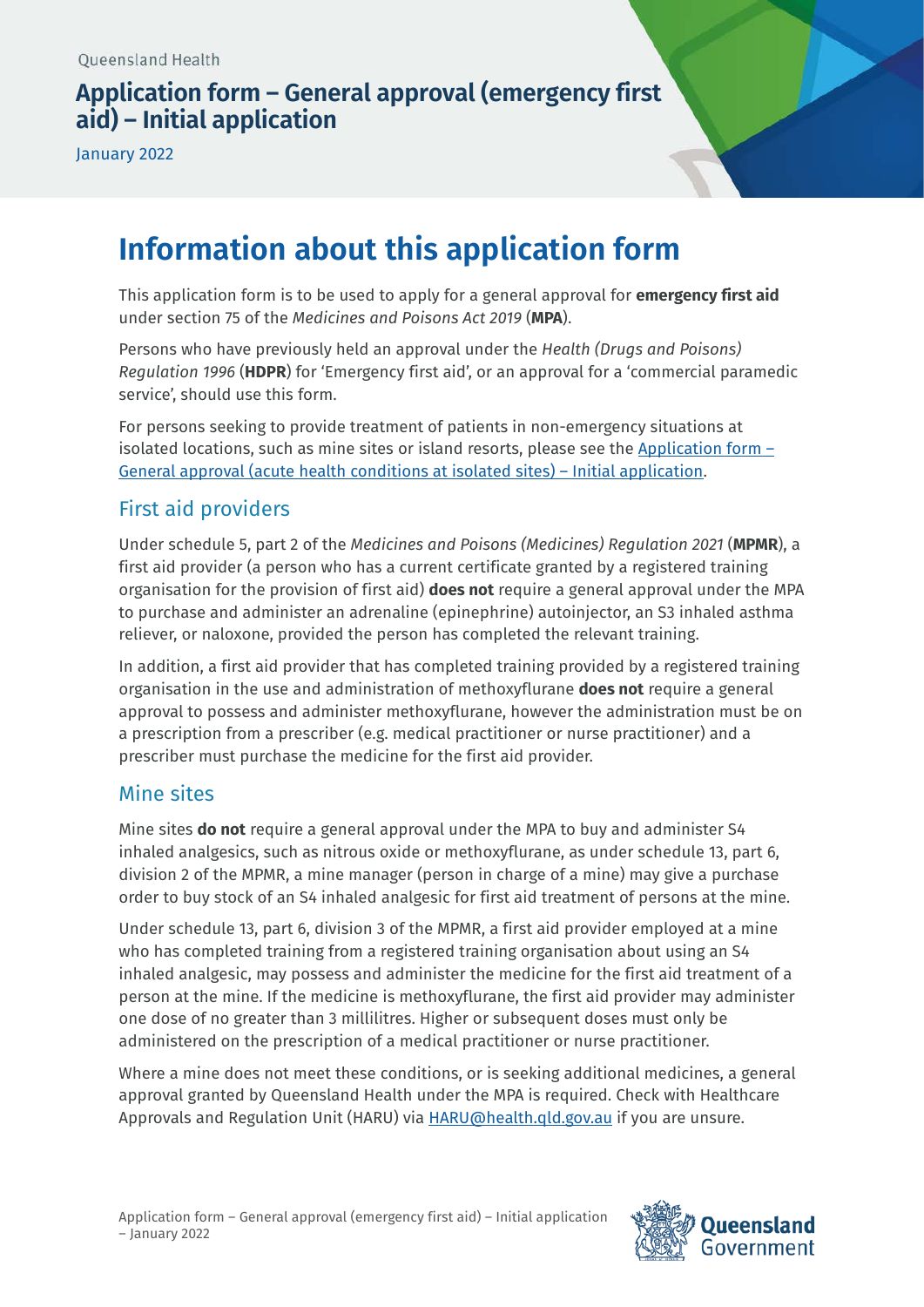Queensland Health

# Application form – General approval (emergency first aid) – Initial application

January 2022

## Information about this application form

This application form is to be used to apply for a general approval for **emergency first aid** under section 75 of the *Medicines and Poisons Act 2019* (**MPA**).

Persons who have previously held an approval under the *Health (Drugs and Poisons) Regulation 1996* (**HDPR**) for 'Emergency first aid', or an approval for a 'commercial paramedic service', should use this form.

For persons seeking to provide treatment of patients in non-emergency situations at isolated locations, such as mine sites or island resorts, please see the Application form – General approval (acute health conditions at isolated sites) – Initial application.

### First aid providers

Under schedule 5, part 2 of the *Medicines and Poisons (Medicines) Regulation 2021* (**MPMR**), a first aid provider (a person who has a current certificate granted by a registered training organisation for the provision of first aid) **does not** require a general approval under the MPA to purchase and administer an adrenaline (epinephrine) autoinjector, an S3 inhaled asthma reliever, or naloxone, provided the person has completed the relevant training.

In addition, a first aid provider that has completed training provided by a registered training organisation in the use and administration of methoxyflurane **does not** require a general approval to possess and administer methoxyflurane, however the administration must be on a prescription from a prescriber (e.g. medical practitioner or nurse practitioner) and a prescriber must purchase the medicine for the first aid provider.

### Mine sites

Mine sites **do not** require a general approval under the MPA to buy and administer S4 inhaled analgesics, such as nitrous oxide or methoxyflurane, as under schedule 13, part 6, division 2 of the MPMR, a mine manager (person in charge of a mine) may give a purchase order to buy stock of an S4 inhaled analgesic for first aid treatment of persons at the mine.

Under schedule 13, part 6, division 3 of the MPMR, a first aid provider employed at a mine who has completed training from a registered training organisation about using an S4 inhaled analgesic, may possess and administer the medicine for the first aid treatment of a person at the mine. If the medicine is methoxyflurane, the first aid provider may administer one dose of no greater than 3 millilitres. Higher or subsequent doses must only be administered on the prescription of a medical practitioner or nurse practitioner.

Where a mine does not meet these conditions, or is seeking additional medicines, a general approval granted by Queensland Health under the MPA is required. Check with Healthcare Approvals and Regulation Unit (HARU) via HARU@health.qld.gov.au if you are unsure.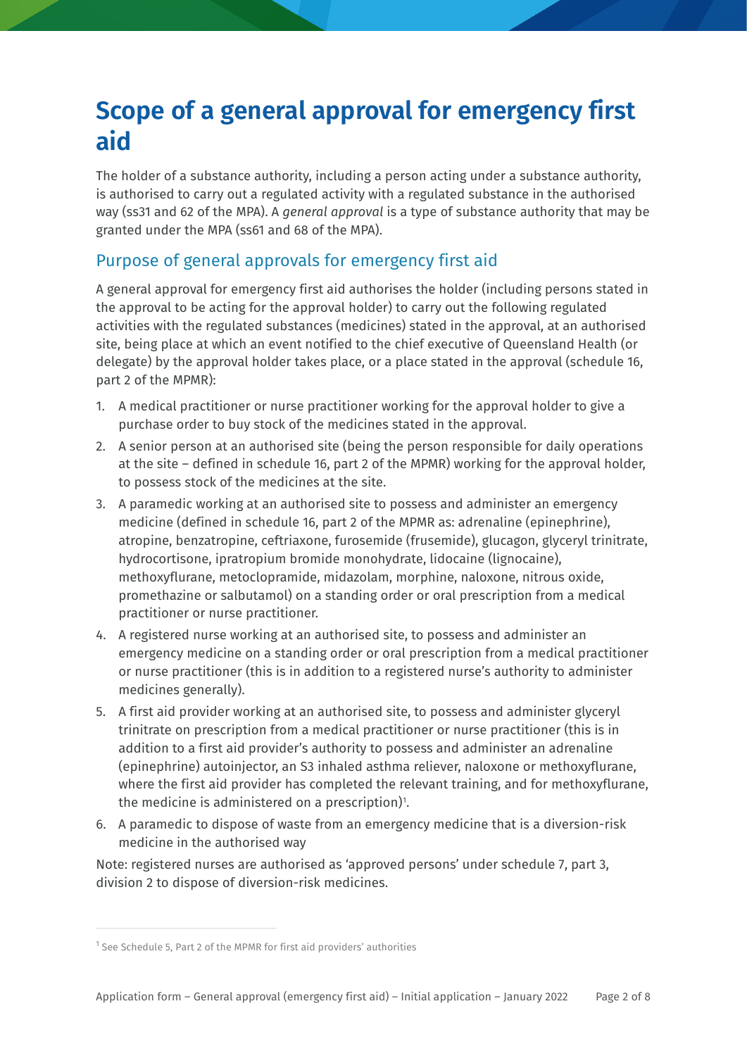# Scope of a general approval for emergency first aid

The holder of a substance authority, including a person acting under a substance authority, is authorised to carry out a regulated activity with a regulated substance in the authorised way (ss31 and 62 of the MPA). A *general approval* is a type of substance authority that may be granted under the MPA (ss61 and 68 of the MPA).

## Purpose of general approvals for emergency first aid

A general approval for emergency first aid authorises the holder (including persons stated in the approval to be acting for the approval holder) to carry out the following regulated activities with the regulated substances (medicines) stated in the approval, at an authorised site, being place at which an event notified to the chief executive of Queensland Health (or delegate) by the approval holder takes place, or a place stated in the approval (schedule 16, part 2 of the MPMR):

1. A medical practitioner or nurse practitioner working for the approval holder to give a purchase order to buy stock of the medicines stated in the approval.
2. A senior person at an authorised site (being the person responsible for daily operations at the site – defined in schedule 16, part 2 of the MPMR) working for the approval holder, to possess stock of the medicines at the site.
3. A paramedic working at an authorised site to possess and administer an emergency medicine (defined in schedule 16, part 2 of the MPMR as: adrenaline (epinephrine), atropine, benzatropine, ceftriaxone, furosemide (frusemide), glucagon, glyceryl trinitrate, hydrocortisone, ipratropium bromide monohydrate, lidocaine (lignocaine), methoxyflurane, metoclopramide, midazolam, morphine, naloxone, nitrous oxide, promethazine or salbutamol) on a standing order or oral prescription from a medical practitioner or nurse practitioner.
4. A registered nurse working at an authorised site, to possess and administer an emergency medicine on a standing order or oral prescription from a medical practitioner or nurse practitioner (this is in addition to a registered nurse's authority to administer medicines generally).
5. A first aid provider working at an authorised site, to possess and administer glyceryl trinitrate on prescription from a medical practitioner or nurse practitioner (this is in addition to a first aid provider's authority to possess and administer an adrenaline (epinephrine) autoinjector, an S3 inhaled asthma reliever, naloxone or methoxyflurane, where the first aid provider has completed the relevant training, and for methoxyflurane, the medicine is administered on a prescription)[1].
6. A paramedic to dispose of waste from an emergency medicine that is a diversion-risk medicine in the authorised way

Note: registered nurses are authorised as 'approved persons' under schedule 7, part 3, division 2 to dispose of diversion-risk medicines.

---

[1] See Schedule 5, Part 2 of the MPMR for first aid providers' authorities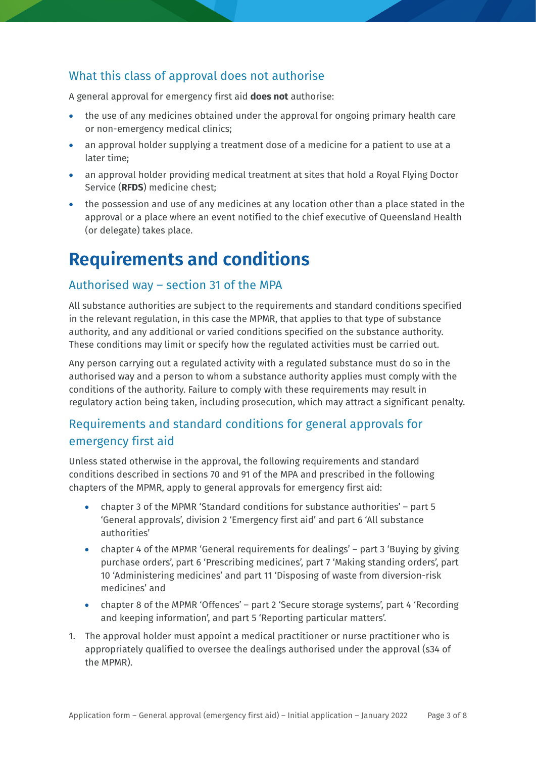### What this class of approval does not authorise

A general approval for emergency first aid **does not** authorise:

- the use of any medicines obtained under the approval for ongoing primary health care or non-emergency medical clinics;
- an approval holder supplying a treatment dose of a medicine for a patient to use at a later time;
- an approval holder providing medical treatment at sites that hold a Royal Flying Doctor Service (**RFDS**) medicine chest;
- the possession and use of any medicines at any location other than a place stated in the approval or a place where an event notified to the chief executive of Queensland Health (or delegate) takes place.

# Requirements and conditions

### Authorised way – section 31 of the MPA

All substance authorities are subject to the requirements and standard conditions specified in the relevant regulation, in this case the MPMR, that applies to that type of substance authority, and any additional or varied conditions specified on the substance authority. These conditions may limit or specify how the regulated activities must be carried out.

Any person carrying out a regulated activity with a regulated substance must do so in the authorised way and a person to whom a substance authority applies must comply with the conditions of the authority. Failure to comply with these requirements may result in regulatory action being taken, including prosecution, which may attract a significant penalty.

### Requirements and standard conditions for general approvals for emergency first aid

Unless stated otherwise in the approval, the following requirements and standard conditions described in sections 70 and 91 of the MPA and prescribed in the following chapters of the MPMR, apply to general approvals for emergency first aid:

- chapter 3 of the MPMR 'Standard conditions for substance authorities' – part 5 'General approvals', division 2 'Emergency first aid' and part 6 'All substance authorities'
- chapter 4 of the MPMR 'General requirements for dealings' – part 3 'Buying by giving purchase orders', part 6 'Prescribing medicines', part 7 'Making standing orders', part 10 'Administering medicines' and part 11 'Disposing of waste from diversion-risk medicines' and
- chapter 8 of the MPMR 'Offences' – part 2 'Secure storage systems', part 4 'Recording and keeping information', and part 5 'Reporting particular matters'.

1. The approval holder must appoint a medical practitioner or nurse practitioner who is appropriately qualified to oversee the dealings authorised under the approval (s34 of the MPMR).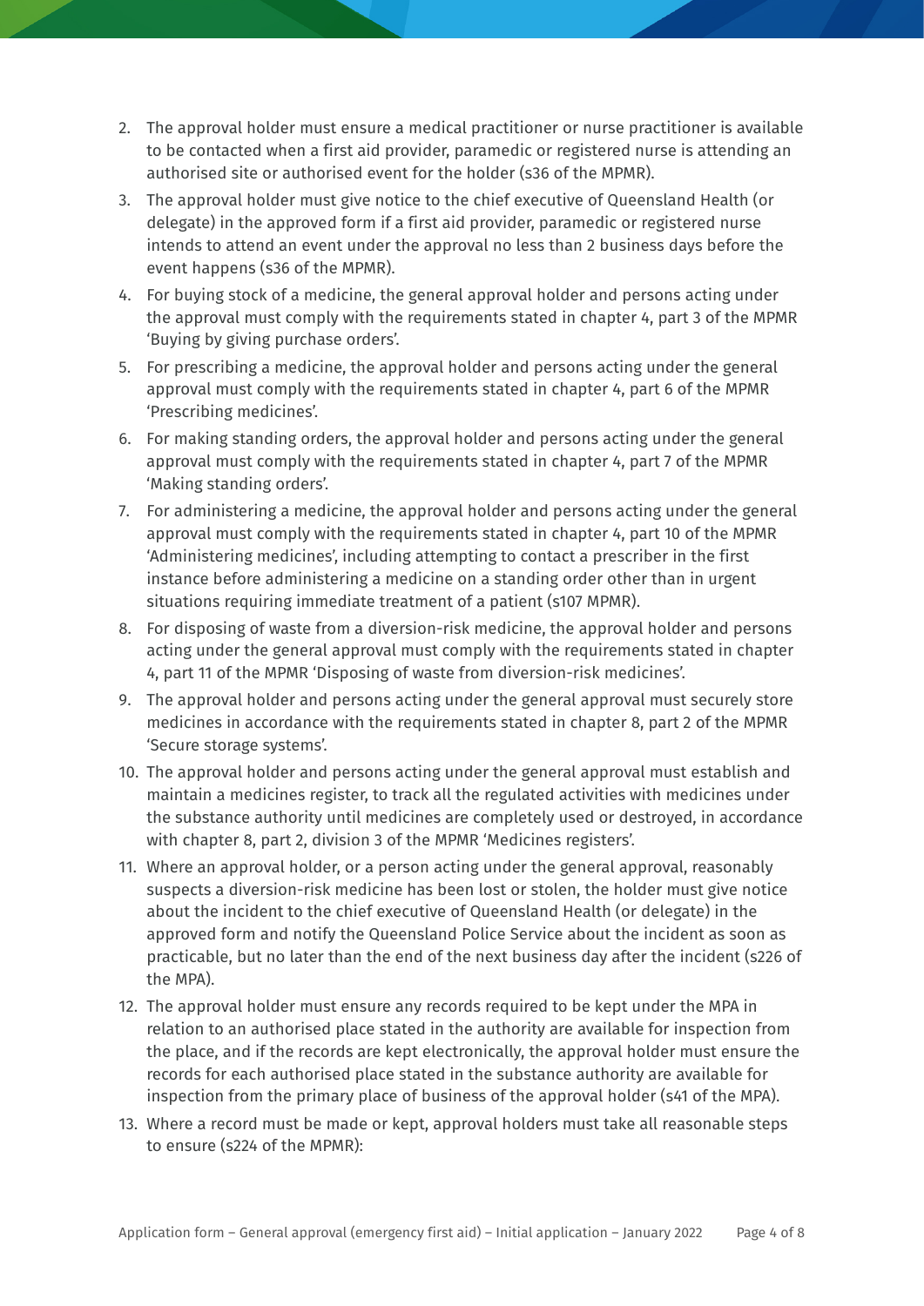2. The approval holder must ensure a medical practitioner or nurse practitioner is available to be contacted when a first aid provider, paramedic or registered nurse is attending an authorised site or authorised event for the holder (s36 of the MPMR).
3. The approval holder must give notice to the chief executive of Queensland Health (or delegate) in the approved form if a first aid provider, paramedic or registered nurse intends to attend an event under the approval no less than 2 business days before the event happens (s36 of the MPMR).
4. For buying stock of a medicine, the general approval holder and persons acting under the approval must comply with the requirements stated in chapter 4, part 3 of the MPMR 'Buying by giving purchase orders'.
5. For prescribing a medicine, the approval holder and persons acting under the general approval must comply with the requirements stated in chapter 4, part 6 of the MPMR 'Prescribing medicines'.
6. For making standing orders, the approval holder and persons acting under the general approval must comply with the requirements stated in chapter 4, part 7 of the MPMR 'Making standing orders'.
7. For administering a medicine, the approval holder and persons acting under the general approval must comply with the requirements stated in chapter 4, part 10 of the MPMR 'Administering medicines', including attempting to contact a prescriber in the first instance before administering a medicine on a standing order other than in urgent situations requiring immediate treatment of a patient (s107 MPMR).
8. For disposing of waste from a diversion-risk medicine, the approval holder and persons acting under the general approval must comply with the requirements stated in chapter 4, part 11 of the MPMR 'Disposing of waste from diversion-risk medicines'.
9. The approval holder and persons acting under the general approval must securely store medicines in accordance with the requirements stated in chapter 8, part 2 of the MPMR 'Secure storage systems'.
10. The approval holder and persons acting under the general approval must establish and maintain a medicines register, to track all the regulated activities with medicines under the substance authority until medicines are completely used or destroyed, in accordance with chapter 8, part 2, division 3 of the MPMR 'Medicines registers'.
11. Where an approval holder, or a person acting under the general approval, reasonably suspects a diversion-risk medicine has been lost or stolen, the holder must give notice about the incident to the chief executive of Queensland Health (or delegate) in the approved form and notify the Queensland Police Service about the incident as soon as practicable, but no later than the end of the next business day after the incident (s226 of the MPA).
12. The approval holder must ensure any records required to be kept under the MPA in relation to an authorised place stated in the authority are available for inspection from the place, and if the records are kept electronically, the approval holder must ensure the records for each authorised place stated in the substance authority are available for inspection from the primary place of business of the approval holder (s41 of the MPA).
13. Where a record must be made or kept, approval holders must take all reasonable steps to ensure (s224 of the MPMR):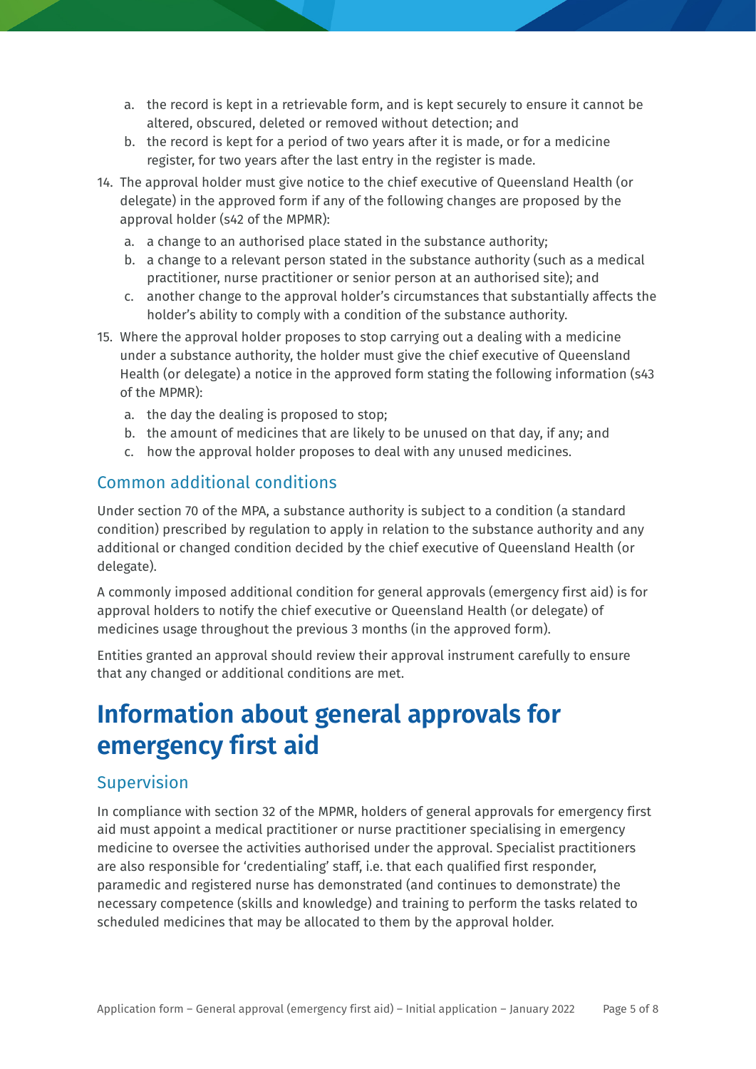a. the record is kept in a retrievable form, and is kept securely to ensure it cannot be altered, obscured, deleted or removed without detection; and
   b. the record is kept for a period of two years after it is made, or for a medicine register, for two years after the last entry in the register is made.

14. The approval holder must give notice to the chief executive of Queensland Health (or delegate) in the approved form if any of the following changes are proposed by the approval holder (s42 of the MPMR):
   a. a change to an authorised place stated in the substance authority;
   b. a change to a relevant person stated in the substance authority (such as a medical practitioner, nurse practitioner or senior person at an authorised site); and
   c. another change to the approval holder's circumstances that substantially affects the holder's ability to comply with a condition of the substance authority.
15. Where the approval holder proposes to stop carrying out a dealing with a medicine under a substance authority, the holder must give the chief executive of Queensland Health (or delegate) a notice in the approved form stating the following information (s43 of the MPMR):
   a. the day the dealing is proposed to stop;
   b. the amount of medicines that are likely to be unused on that day, if any; and
   c. how the approval holder proposes to deal with any unused medicines.

## Common additional conditions

Under section 70 of the MPA, a substance authority is subject to a condition (a standard condition) prescribed by regulation to apply in relation to the substance authority and any additional or changed condition decided by the chief executive of Queensland Health (or delegate).

A commonly imposed additional condition for general approvals (emergency first aid) is for approval holders to notify the chief executive or Queensland Health (or delegate) of medicines usage throughout the previous 3 months (in the approved form).

Entities granted an approval should review their approval instrument carefully to ensure that any changed or additional conditions are met.

# Information about general approvals for emergency first aid

## Supervision

In compliance with section 32 of the MPMR, holders of general approvals for emergency first aid must appoint a medical practitioner or nurse practitioner specialising in emergency medicine to oversee the activities authorised under the approval. Specialist practitioners are also responsible for 'credentialing' staff, i.e. that each qualified first responder, paramedic and registered nurse has demonstrated (and continues to demonstrate) the necessary competence (skills and knowledge) and training to perform the tasks related to scheduled medicines that may be allocated to them by the approval holder.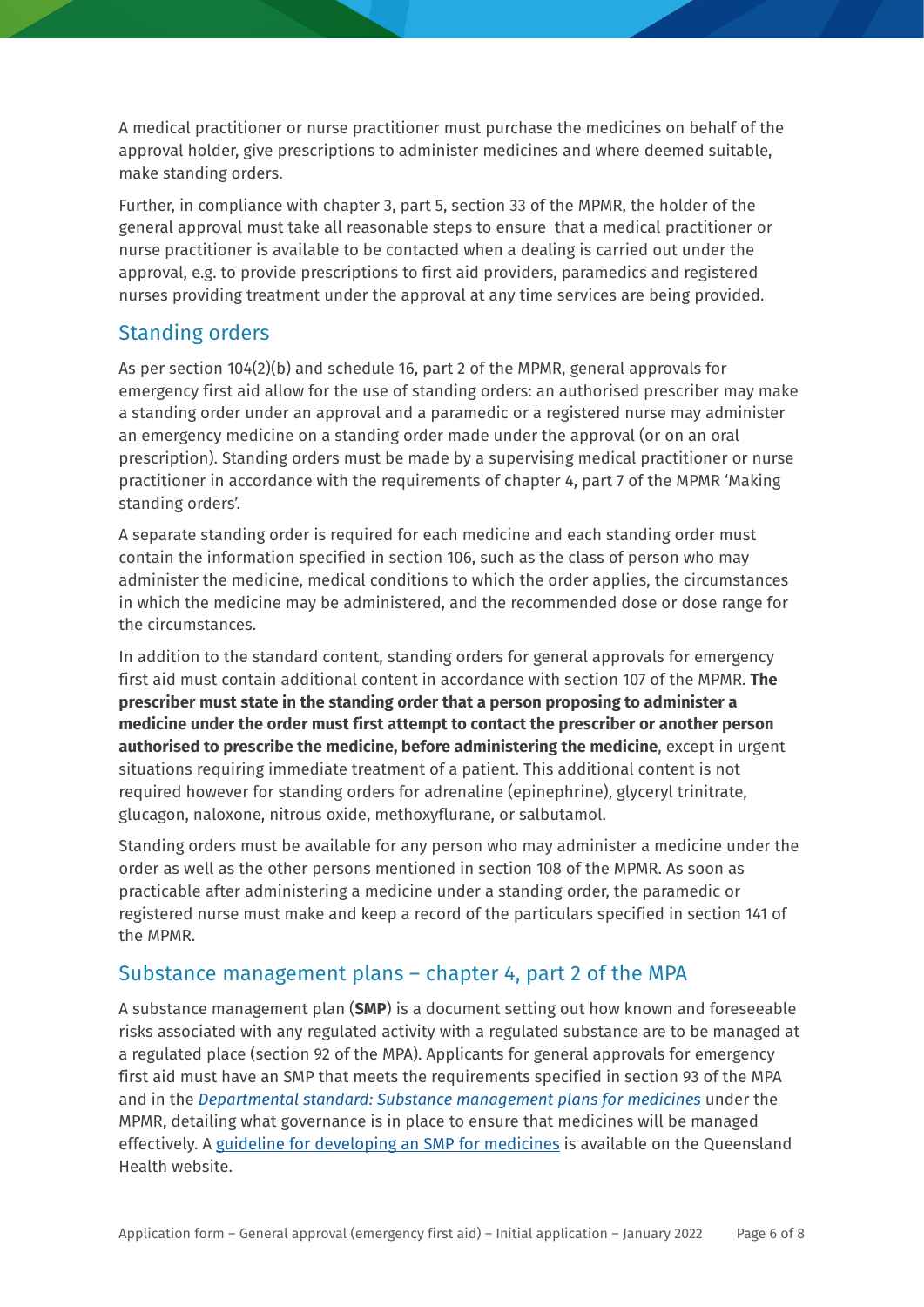A medical practitioner or nurse practitioner must purchase the medicines on behalf of the approval holder, give prescriptions to administer medicines and where deemed suitable, make standing orders.

Further, in compliance with chapter 3, part 5, section 33 of the MPMR, the holder of the general approval must take all reasonable steps to ensure that a medical practitioner or nurse practitioner is available to be contacted when a dealing is carried out under the approval, e.g. to provide prescriptions to first aid providers, paramedics and registered nurses providing treatment under the approval at any time services are being provided.

## Standing orders

As per section 104(2)(b) and schedule 16, part 2 of the MPMR, general approvals for emergency first aid allow for the use of standing orders: an authorised prescriber may make a standing order under an approval and a paramedic or a registered nurse may administer an emergency medicine on a standing order made under the approval (or on an oral prescription). Standing orders must be made by a supervising medical practitioner or nurse practitioner in accordance with the requirements of chapter 4, part 7 of the MPMR 'Making standing orders'.

A separate standing order is required for each medicine and each standing order must contain the information specified in section 106, such as the class of person who may administer the medicine, medical conditions to which the order applies, the circumstances in which the medicine may be administered, and the recommended dose or dose range for the circumstances.

In addition to the standard content, standing orders for general approvals for emergency first aid must contain additional content in accordance with section 107 of the MPMR. **The prescriber must state in the standing order that a person proposing to administer a medicine under the order must first attempt to contact the prescriber or another person authorised to prescribe the medicine, before administering the medicine**, except in urgent situations requiring immediate treatment of a patient. This additional content is not required however for standing orders for adrenaline (epinephrine), glyceryl trinitrate, glucagon, naloxone, nitrous oxide, methoxyflurane, or salbutamol.

Standing orders must be available for any person who may administer a medicine under the order as well as the other persons mentioned in section 108 of the MPMR. As soon as practicable after administering a medicine under a standing order, the paramedic or registered nurse must make and keep a record of the particulars specified in section 141 of the MPMR.

## Substance management plans – chapter 4, part 2 of the MPA

A substance management plan (**SMP**) is a document setting out how known and foreseeable risks associated with any regulated activity with a regulated substance are to be managed at a regulated place (section 92 of the MPA). Applicants for general approvals for emergency first aid must have an SMP that meets the requirements specified in section 93 of the MPA and in the *Departmental standard: Substance management plans for medicines* under the MPMR, detailing what governance is in place to ensure that medicines will be managed effectively. A guideline for developing an SMP for medicines is available on the Queensland Health website.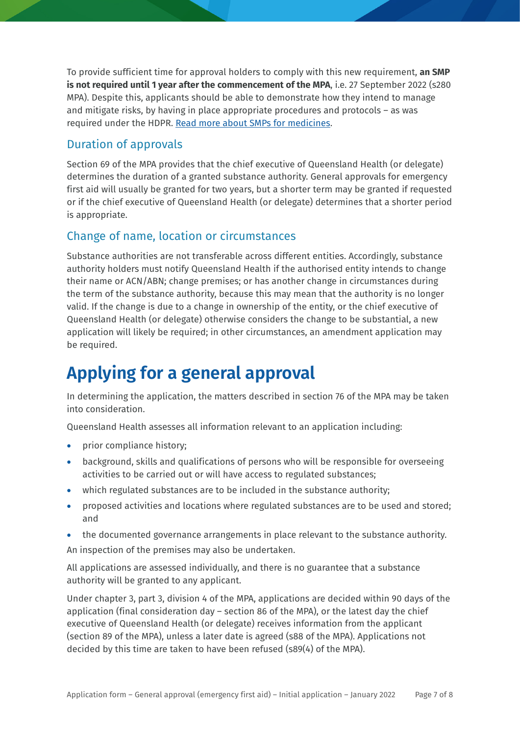To provide sufficient time for approval holders to comply with this new requirement, **an SMP is not required until 1 year after the commencement of the MPA**, i.e. 27 September 2022 (s280 MPA). Despite this, applicants should be able to demonstrate how they intend to manage and mitigate risks, by having in place appropriate procedures and protocols – as was required under the HDPR. [Read more about SMPs for medicines](#).

## Duration of approvals

Section 69 of the MPA provides that the chief executive of Queensland Health (or delegate) determines the duration of a granted substance authority. General approvals for emergency first aid will usually be granted for two years, but a shorter term may be granted if requested or if the chief executive of Queensland Health (or delegate) determines that a shorter period is appropriate.

## Change of name, location or circumstances

Substance authorities are not transferable across different entities. Accordingly, substance authority holders must notify Queensland Health if the authorised entity intends to change their name or ACN/ABN; change premises; or has another change in circumstances during the term of the substance authority, because this may mean that the authority is no longer valid. If the change is due to a change in ownership of the entity, or the chief executive of Queensland Health (or delegate) otherwise considers the change to be substantial, a new application will likely be required; in other circumstances, an amendment application may be required.

# Applying for a general approval

In determining the application, the matters described in section 76 of the MPA may be taken into consideration.

Queensland Health assesses all information relevant to an application including:

- prior compliance history;
- background, skills and qualifications of persons who will be responsible for overseeing activities to be carried out or will have access to regulated substances;
- which regulated substances are to be included in the substance authority;
- proposed activities and locations where regulated substances are to be used and stored; and
- the documented governance arrangements in place relevant to the substance authority.

An inspection of the premises may also be undertaken.

All applications are assessed individually, and there is no guarantee that a substance authority will be granted to any applicant.

Under chapter 3, part 3, division 4 of the MPA, applications are decided within 90 days of the application (final consideration day – section 86 of the MPA), or the latest day the chief executive of Queensland Health (or delegate) receives information from the applicant (section 89 of the MPA), unless a later date is agreed (s88 of the MPA). Applications not decided by this time are taken to have been refused (s89(4) of the MPA).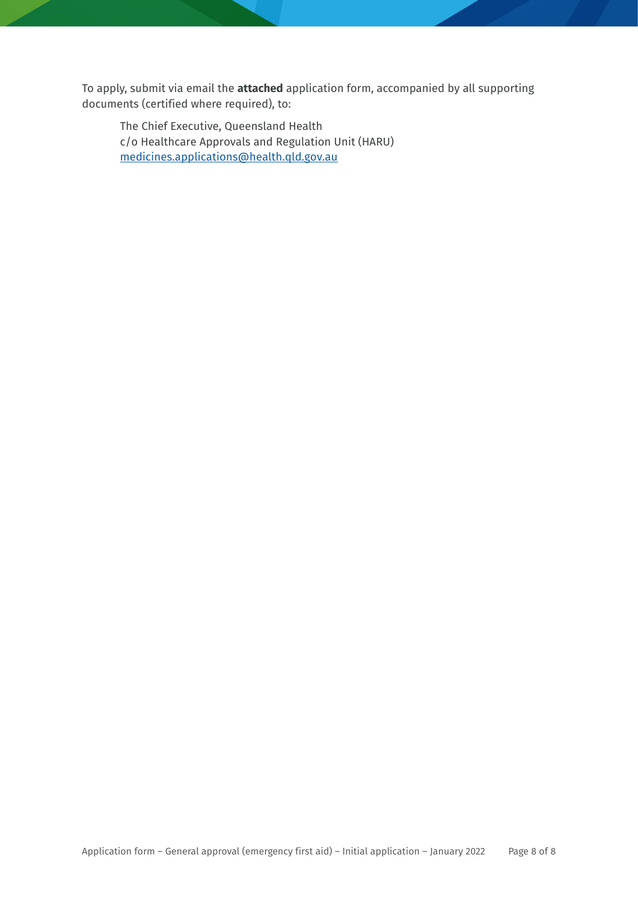To apply, submit via email the **attached** application form, accompanied by all supporting documents (certified where required), to:

> The Chief Executive, Queensland Health
> c/o Healthcare Approvals and Regulation Unit (HARU)
> medicines.applications@health.qld.gov.au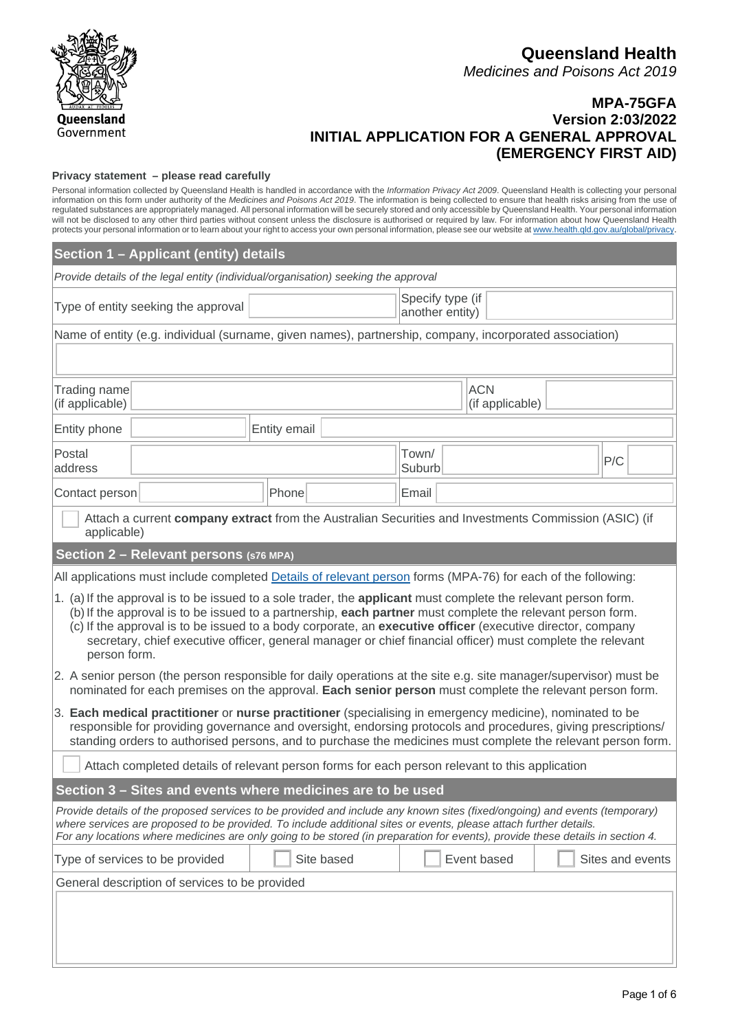**Queensland Health**

*Medicines and Poisons Act 2019*

**MPA-75GFA**
**Version 2:03/2022**

# INITIAL APPLICATION FOR A GENERAL APPROVAL (EMERGENCY FIRST AID)

**Privacy statement – please read carefully**

Personal information collected by Queensland Health is handled in accordance with the *Information Privacy Act 2009*. Queensland Health is collecting your personal information on this form under authority of the *Medicines and Poisons Act 2019*. The information is being collected to ensure that health risks arising from the use of regulated substances are appropriately managed. All personal information will be securely stored and only accessible by Queensland Health. Your personal information will not be disclosed to any other third parties without consent unless the disclosure is authorised or required by law. For information about how Queensland Health protects your personal information or to learn about your right to access your own personal information, please see our website at www.health.qld.gov.au/global/privacy.

## Section 1 – Applicant (entity) details

*Provide details of the legal entity (individual/organisation) seeking the approval*

| Type of entity seeking the approval | | Specify type (if another entity) | |
|---|---|---|---|

Name of entity (e.g. individual (surname, given names), partnership, company, incorporated association)

| Trading name (if applicable) | | ACN (if applicable) | |
|---|---|---|---|
| Entity phone | | Entity email | |

| Postal address | | Town/ Suburb | | P/C | |
|---|---|---|---|---|---|
| Contact person | | Phone | | Email | |

☐ Attach a current **company extract** from the Australian Securities and Investments Commission (ASIC) (if applicable)

## Section 2 – Relevant persons (s76 MPA)

All applications must include completed Details of relevant person forms (MPA-76) for each of the following:

1. (a) If the approval is to be issued to a sole trader, the **applicant** must complete the relevant person form.
   (b) If the approval is to be issued to a partnership, **each partner** must complete the relevant person form.
   (c) If the approval is to be issued to a body corporate, an **executive officer** (executive director, company secretary, chief executive officer, general manager or chief financial officer) must complete the relevant person form.
2. A senior person (the person responsible for daily operations at the site e.g. site manager/supervisor) must be nominated for each premises on the approval. **Each senior person** must complete the relevant person form.
3. **Each medical practitioner** or **nurse practitioner** (specialising in emergency medicine), nominated to be responsible for providing governance and oversight, endorsing protocols and procedures, giving prescriptions/ standing orders to authorised persons, and to purchase the medicines must complete the relevant person form.

☐ Attach completed details of relevant person forms for each person relevant to this application

## Section 3 – Sites and events where medicines are to be used

*Provide details of the proposed services to be provided and include any known sites (fixed/ongoing) and events (temporary) where services are proposed to be provided. To include additional sites or events, please attach further details.*
*For any locations where medicines are only going to be stored (in preparation for events), provide these details in section 4.*

| Type of services to be provided | ☐ Site based | ☐ Event based | ☐ Sites and events |
|---|---|---|---|

General description of services to be provided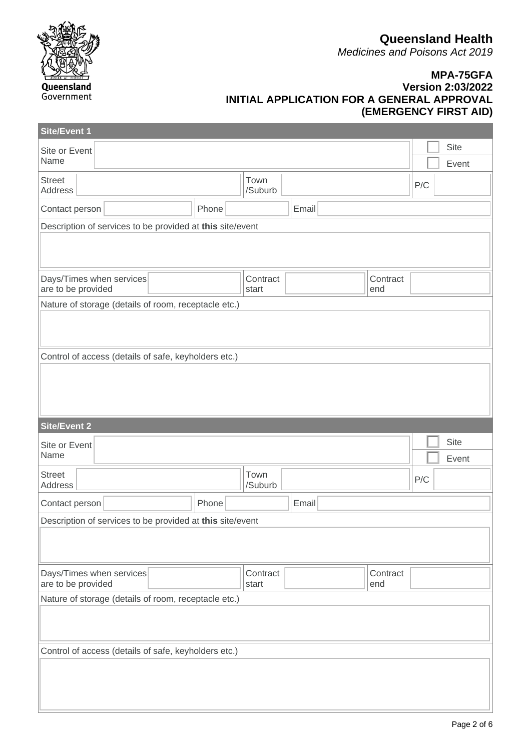**Queensland Health**
*Medicines and Poisons Act 2019*

**MPA-75GFA**
**Version 2:03/2022**
**INITIAL APPLICATION FOR A GENERAL APPROVAL (EMERGENCY FIRST AID)**

## Site/Event 1

| Site or Event Name | | ☐ Site ☐ Event |
|---|---|---|

| Street Address | | Town /Suburb | | P/C | |
|---|---|---|---|---|---|

| Contact person | | Phone | | Email | |
|---|---|---|---|---|---|

Description of services to be provided at **this** site/event

| Days/Times when services are to be provided | | Contract start | | Contract end | |
|---|---|---|---|---|---|

Nature of storage (details of room, receptacle etc.)

Control of access (details of safe, keyholders etc.)

## Site/Event 2

| Site or Event Name | | ☐ Site ☐ Event |
|---|---|---|

| Street Address | | Town /Suburb | | P/C | |
|---|---|---|---|---|---|

| Contact person | | Phone | | Email | |
|---|---|---|---|---|---|

Description of services to be provided at **this** site/event

| Days/Times when services are to be provided | | Contract start | | Contract end | |
|---|---|---|---|---|---|

Nature of storage (details of room, receptacle etc.)

Control of access (details of safe, keyholders etc.)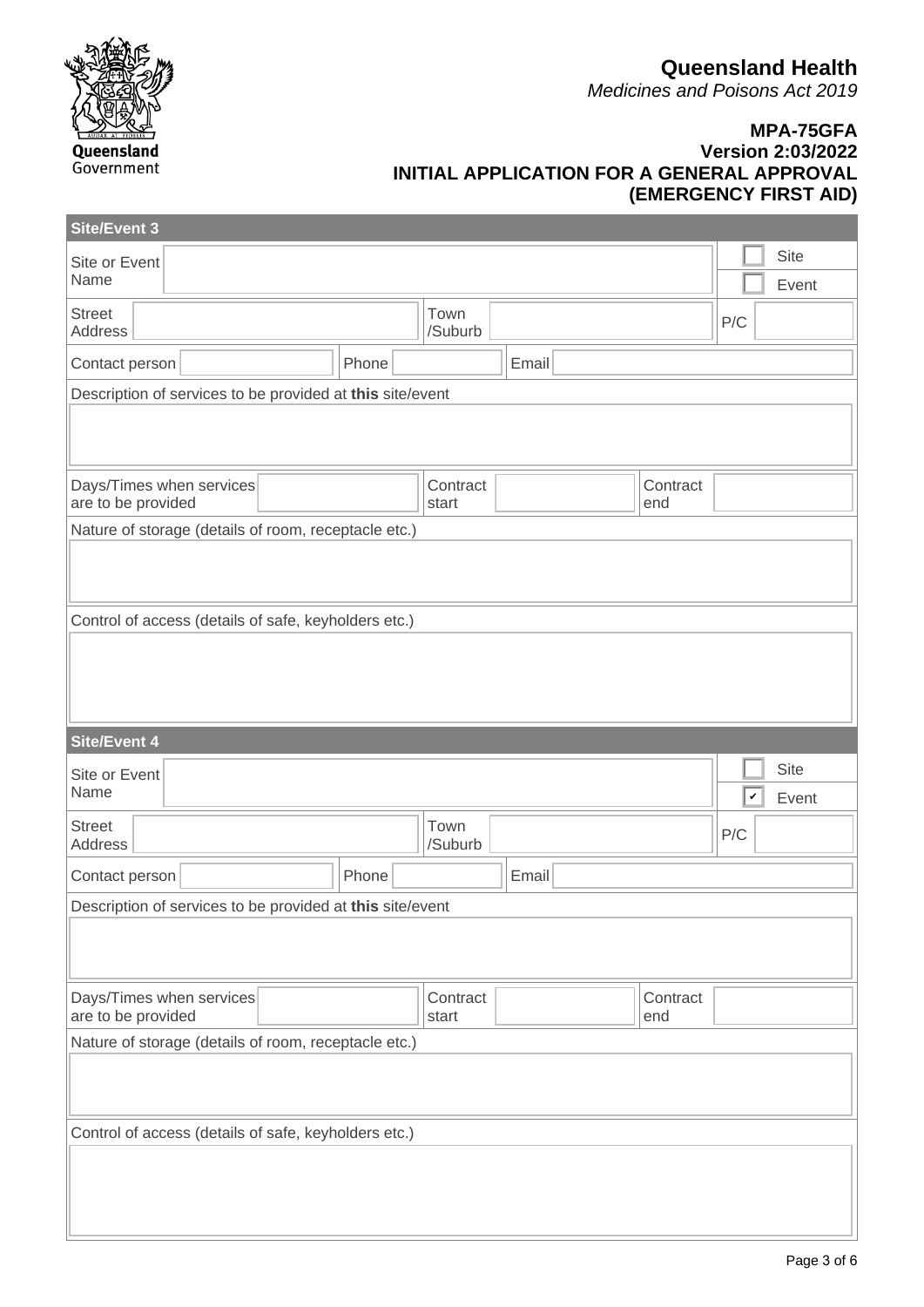**Queensland Health**
*Medicines and Poisons Act 2019*

**MPA-75GFA**
**Version 2:03/2022**
**INITIAL APPLICATION FOR A GENERAL APPROVAL (EMERGENCY FIRST AID)**

## Site/Event 3

| Site or Event Name | | ☐ Site ☐ Event |
|---|---|---|

| Street Address | | Town /Suburb | | P/C | |
|---|---|---|---|---|---|

| Contact person | | Phone | | Email | |
|---|---|---|---|---|---|

Description of services to be provided at **this** site/event

| Days/Times when services are to be provided | | Contract start | | Contract end | |
|---|---|---|---|---|---|

Nature of storage (details of room, receptacle etc.)

Control of access (details of safe, keyholders etc.)

## Site/Event 4

| Site or Event Name | | ☐ Site ☑ Event |
|---|---|---|

| Street Address | | Town /Suburb | | P/C | |
|---|---|---|---|---|---|

| Contact person | | Phone | | Email | |
|---|---|---|---|---|---|

Description of services to be provided at **this** site/event

| Days/Times when services are to be provided | | Contract start | | Contract end | |
|---|---|---|---|---|---|

Nature of storage (details of room, receptacle etc.)

Control of access (details of safe, keyholders etc.)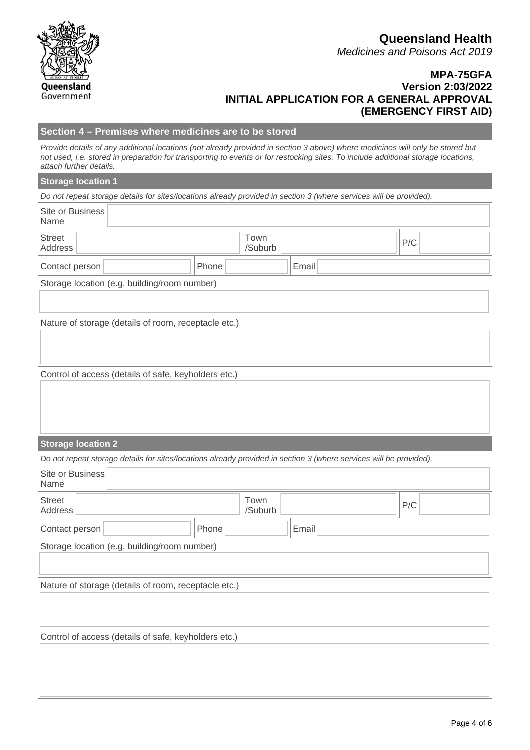**Queensland Health**
*Medicines and Poisons Act 2019*

**MPA-75GFA**
**Version 2:03/2022**
**INITIAL APPLICATION FOR A GENERAL APPROVAL (EMERGENCY FIRST AID)**

## Section 4 – Premises where medicines are to be stored

*Provide details of any additional locations (not already provided in section 3 above) where medicines will only be stored but not used, i.e. stored in preparation for transporting to events or for restocking sites. To include additional storage locations, attach further details.*

### Storage location 1

*Do not repeat storage details for sites/locations already provided in section 3 (where services will be provided).*

| Site or Business Name | | | | | |
|---|---|---|---|---|---|
| Street Address | | Town /Suburb | | P/C | |
| Contact person | | Phone | | Email | |

Storage location (e.g. building/room number)

Nature of storage (details of room, receptacle etc.)

Control of access (details of safe, keyholders etc.)

### Storage location 2

*Do not repeat storage details for sites/locations already provided in section 3 (where services will be provided).*

| Site or Business Name | | | | | |
|---|---|---|---|---|---|
| Street Address | | Town /Suburb | | P/C | |
| Contact person | | Phone | | Email | |

Storage location (e.g. building/room number)

Nature of storage (details of room, receptacle etc.)

Control of access (details of safe, keyholders etc.)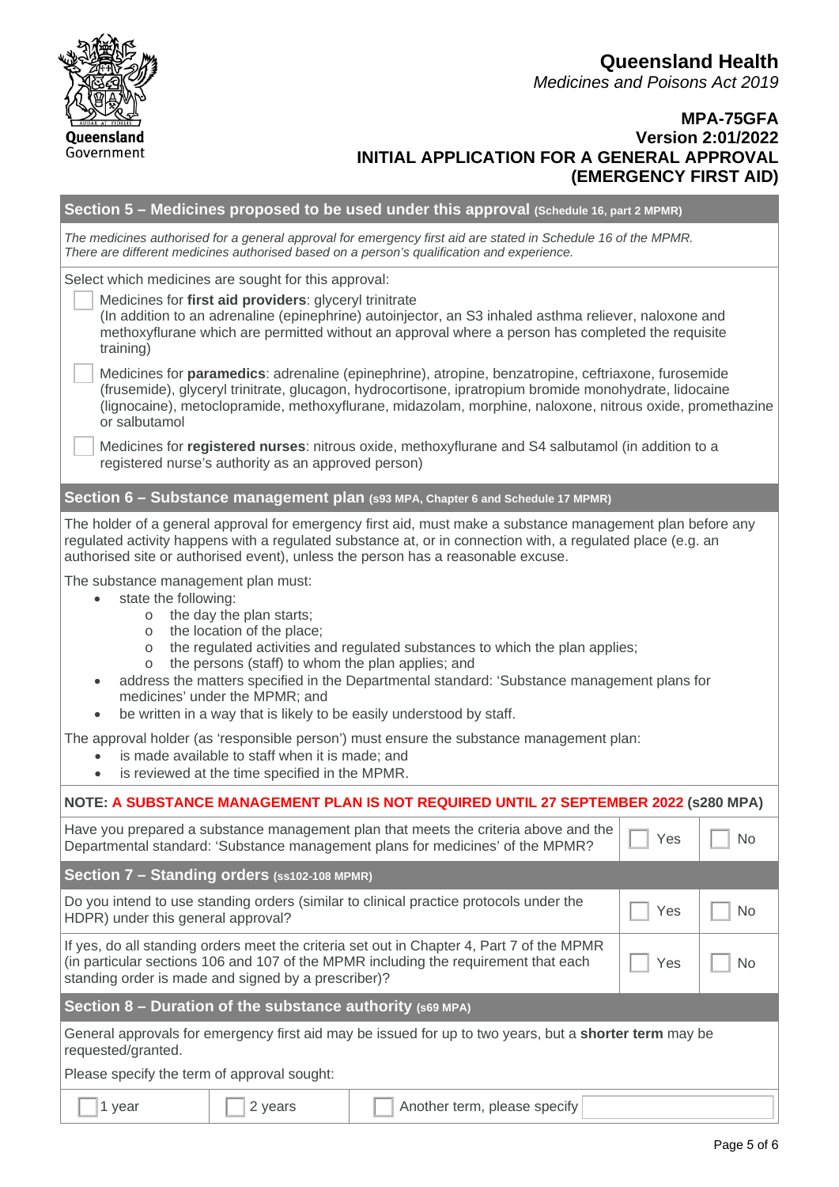**Queensland Health**
*Medicines and Poisons Act 2019*

**MPA-75GFA**
**Version 2:01/2022**
**INITIAL APPLICATION FOR A GENERAL APPROVAL (EMERGENCY FIRST AID)**

## Section 5 – Medicines proposed to be used under this approval (Schedule 16, part 2 MPMR)

*The medicines authorised for a general approval for emergency first aid are stated in Schedule 16 of the MPMR. There are different medicines authorised based on a person's qualification and experience.*

Select which medicines are sought for this approval:

- ☐ Medicines for **first aid providers**: glyceryl trinitrate
  (In addition to an adrenaline (epinephrine) autoinjector, an S3 inhaled asthma reliever, naloxone and methoxyflurane which are permitted without an approval where a person has completed the requisite training)
- ☐ Medicines for **paramedics**: adrenaline (epinephrine), atropine, benzatropine, ceftriaxone, furosemide (frusemide), glyceryl trinitrate, glucagon, hydrocortisone, ipratropium bromide monohydrate, lidocaine (lignocaine), metoclopramide, methoxyflurane, midazolam, morphine, naloxone, nitrous oxide, promethazine or salbutamol
- ☐ Medicines for **registered nurses**: nitrous oxide, methoxyflurane and S4 salbutamol (in addition to a registered nurse's authority as an approved person)

## Section 6 – Substance management plan (s93 MPA, Chapter 6 and Schedule 17 MPMR)

The holder of a general approval for emergency first aid, must make a substance management plan before any regulated activity happens with a regulated substance at, or in connection with, a regulated place (e.g. an authorised site or authorised event), unless the person has a reasonable excuse.

The substance management plan must:

- state the following:
  - the day the plan starts;
  - the location of the place;
  - the regulated activities and regulated substances to which the plan applies;
  - the persons (staff) to whom the plan applies; and
- address the matters specified in the Departmental standard: 'Substance management plans for medicines' under the MPMR; and
- be written in a way that is likely to be easily understood by staff.

The approval holder (as 'responsible person') must ensure the substance management plan:

- is made available to staff when it is made; and
- is reviewed at the time specified in the MPMR.

**NOTE: A SUBSTANCE MANAGEMENT PLAN IS NOT REQUIRED UNTIL 27 SEPTEMBER 2022 (s280 MPA)**

| Question | | |
|---|---|---|
| Have you prepared a substance management plan that meets the criteria above and the Departmental standard: 'Substance management plans for medicines' of the MPMR? | ☐ Yes | ☐ No |

## Section 7 – Standing orders (ss102-108 MPMR)

| Question | | |
|---|---|---|
| Do you intend to use standing orders (similar to clinical practice protocols under the HDPR) under this general approval? | ☐ Yes | ☐ No |
| If yes, do all standing orders meet the criteria set out in Chapter 4, Part 7 of the MPMR (in particular sections 106 and 107 of the MPMR including the requirement that each standing order is made and signed by a prescriber)? | ☐ Yes | ☐ No |

## Section 8 – Duration of the substance authority (s69 MPA)

General approvals for emergency first aid may be issued for up to two years, but a **shorter term** may be requested/granted.

Please specify the term of approval sought:

☐ 1 year ☐ 2 years ☐ Another term, please specify ______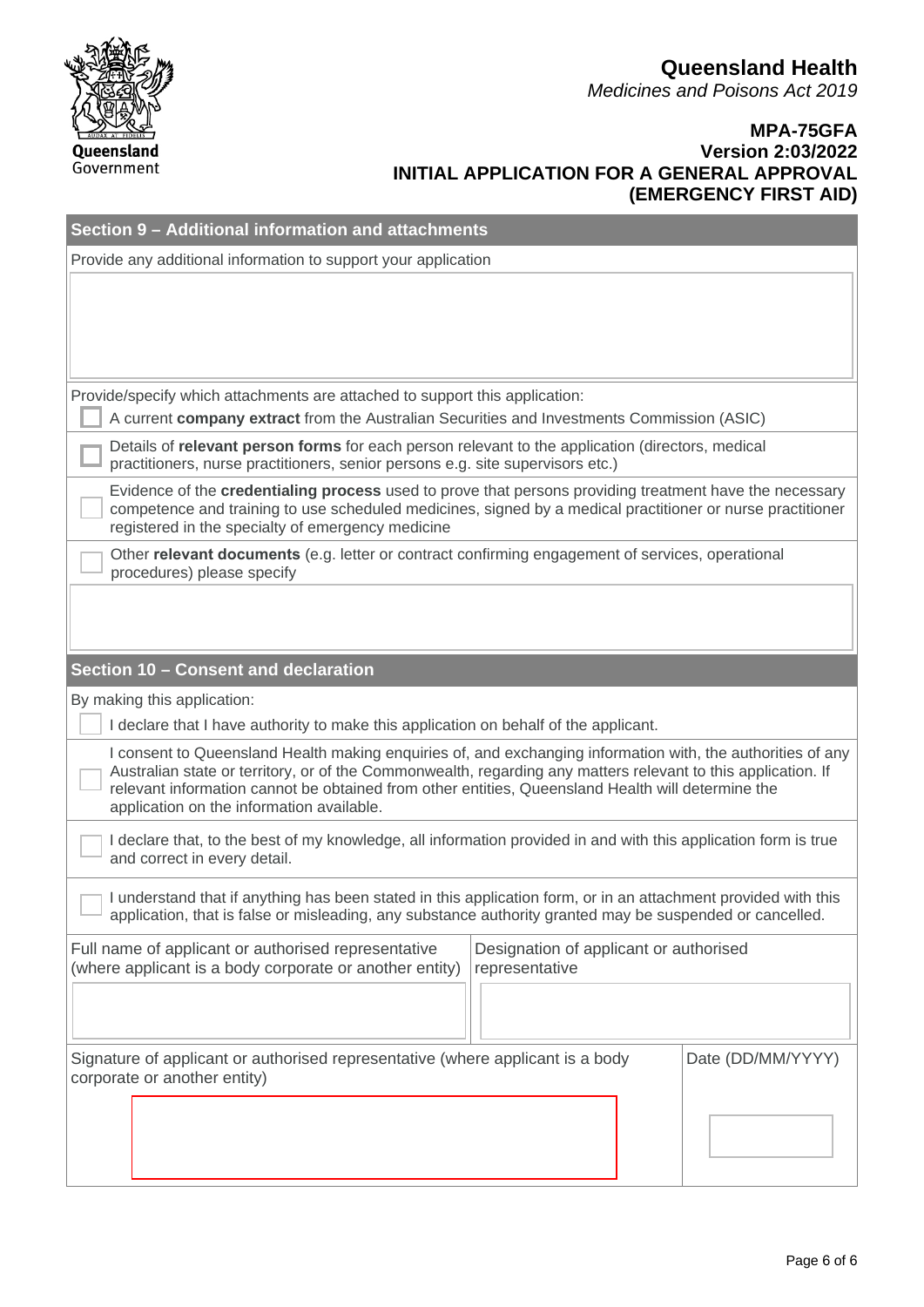**Queensland Health**
*Medicines and Poisons Act 2019*

**MPA-75GFA**
**Version 2:03/2022**
**INITIAL APPLICATION FOR A GENERAL APPROVAL (EMERGENCY FIRST AID)**

## Section 9 – Additional information and attachments

Provide any additional information to support your application

Provide/specify which attachments are attached to support this application:

- ☐ A current **company extract** from the Australian Securities and Investments Commission (ASIC)
- ☐ Details of **relevant person forms** for each person relevant to the application (directors, medical practitioners, nurse practitioners, senior persons e.g. site supervisors etc.)
- ☐ Evidence of the **credentialing process** used to prove that persons providing treatment have the necessary competence and training to use scheduled medicines, signed by a medical practitioner or nurse practitioner registered in the specialty of emergency medicine
- ☐ Other **relevant documents** (e.g. letter or contract confirming engagement of services, operational procedures) please specify

## Section 10 – Consent and declaration

By making this application:

- ☐ I declare that I have authority to make this application on behalf of the applicant.
- ☐ I consent to Queensland Health making enquiries of, and exchanging information with, the authorities of any Australian state or territory, or of the Commonwealth, regarding any matters relevant to this application. If relevant information cannot be obtained from other entities, Queensland Health will determine the application on the information available.
- ☐ I declare that, to the best of my knowledge, all information provided in and with this application form is true and correct in every detail.
- ☐ I understand that if anything has been stated in this application form, or in an attachment provided with this application, that is false or misleading, any substance authority granted may be suspended or cancelled.

| Full name of applicant or authorised representative (where applicant is a body corporate or another entity) | Designation of applicant or authorised representative |
| --- | --- |
| | |

| Signature of applicant or authorised representative (where applicant is a body corporate or another entity) | Date (DD/MM/YYYY) |
| --- | --- |
| | |